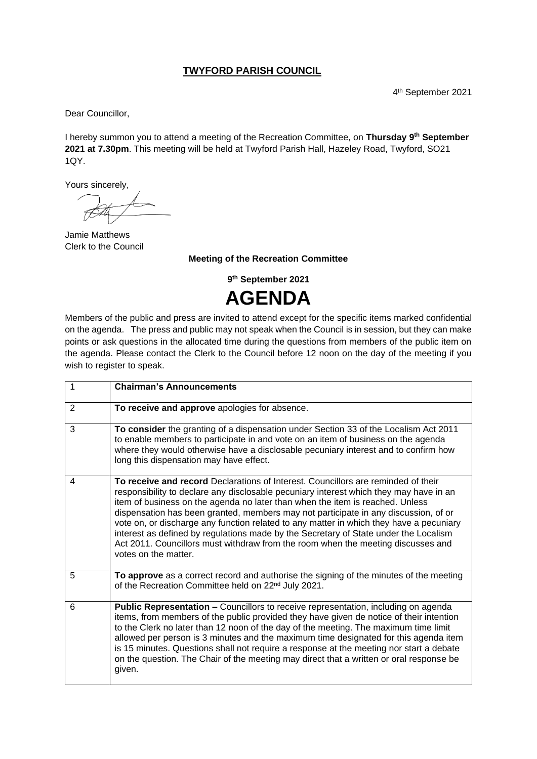**TWYFORD PARISH COUNCIL**

4th September 2021

Dear Councillor,

I hereby summon you to attend a meeting of the Recreation Committee, on **Thursday 9th September 2021 at 7.30pm**. This meeting will be held at Twyford Parish Hall, Hazeley Road, Twyford, SO21 1QY.

Yours sincerely,

Jamie Matthews
Clerk to the Council

**Meeting of the Recreation Committee**

**9th September 2021**

# AGENDA

Members of the public and press are invited to attend except for the specific items marked confidential on the agenda. The press and public may not speak when the Council is in session, but they can make points or ask questions in the allocated time during the questions from members of the public item on the agenda. Please contact the Clerk to the Council before 12 noon on the day of the meeting if you wish to register to speak.

| | |
|---|---|
| 1 | **Chairman's Announcements** |
| 2 | **To receive and approve** apologies for absence. |
| 3 | **To consider** the granting of a dispensation under Section 33 of the Localism Act 2011 to enable members to participate in and vote on an item of business on the agenda where they would otherwise have a disclosable pecuniary interest and to confirm how long this dispensation may have effect. |
| 4 | **To receive and record** Declarations of Interest. Councillors are reminded of their responsibility to declare any disclosable pecuniary interest which they may have in an item of business on the agenda no later than when the item is reached. Unless dispensation has been granted, members may not participate in any discussion, of or vote on, or discharge any function related to any matter in which they have a pecuniary interest as defined by regulations made by the Secretary of State under the Localism Act 2011. Councillors must withdraw from the room when the meeting discusses and votes on the matter. |
| 5 | **To approve** as a correct record and authorise the signing of the minutes of the meeting of the Recreation Committee held on 22nd July 2021. |
| 6 | **Public Representation –** Councillors to receive representation, including on agenda items, from members of the public provided they have given de notice of their intention to the Clerk no later than 12 noon of the day of the meeting. The maximum time limit allowed per person is 3 minutes and the maximum time designated for this agenda item is 15 minutes. Questions shall not require a response at the meeting nor start a debate on the question. The Chair of the meeting may direct that a written or oral response be given. |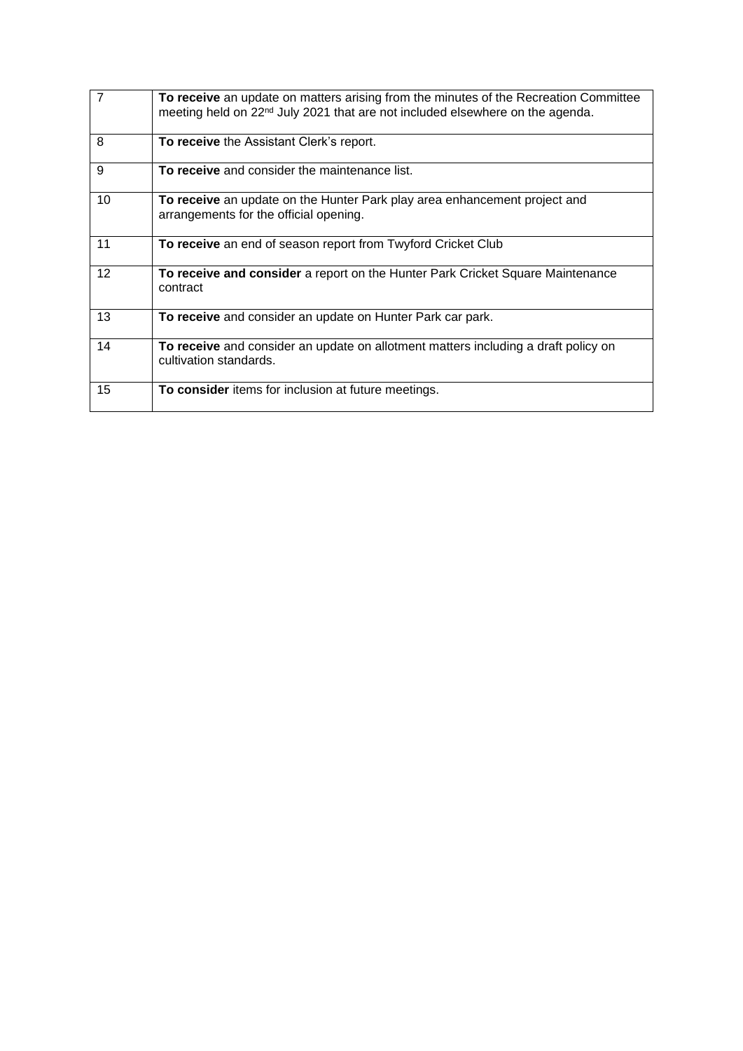| | |
|---|---|
| 7 | **To receive** an update on matters arising from the minutes of the Recreation Committee meeting held on 22nd July 2021 that are not included elsewhere on the agenda. |
| 8 | **To receive** the Assistant Clerk's report. |
| 9 | **To receive** and consider the maintenance list. |
| 10 | **To receive** an update on the Hunter Park play area enhancement project and arrangements for the official opening. |
| 11 | **To receive** an end of season report from Twyford Cricket Club |
| 12 | **To receive and consider** a report on the Hunter Park Cricket Square Maintenance contract |
| 13 | **To receive** and consider an update on Hunter Park car park. |
| 14 | **To receive** and consider an update on allotment matters including a draft policy on cultivation standards. |
| 15 | **To consider** items for inclusion at future meetings. |